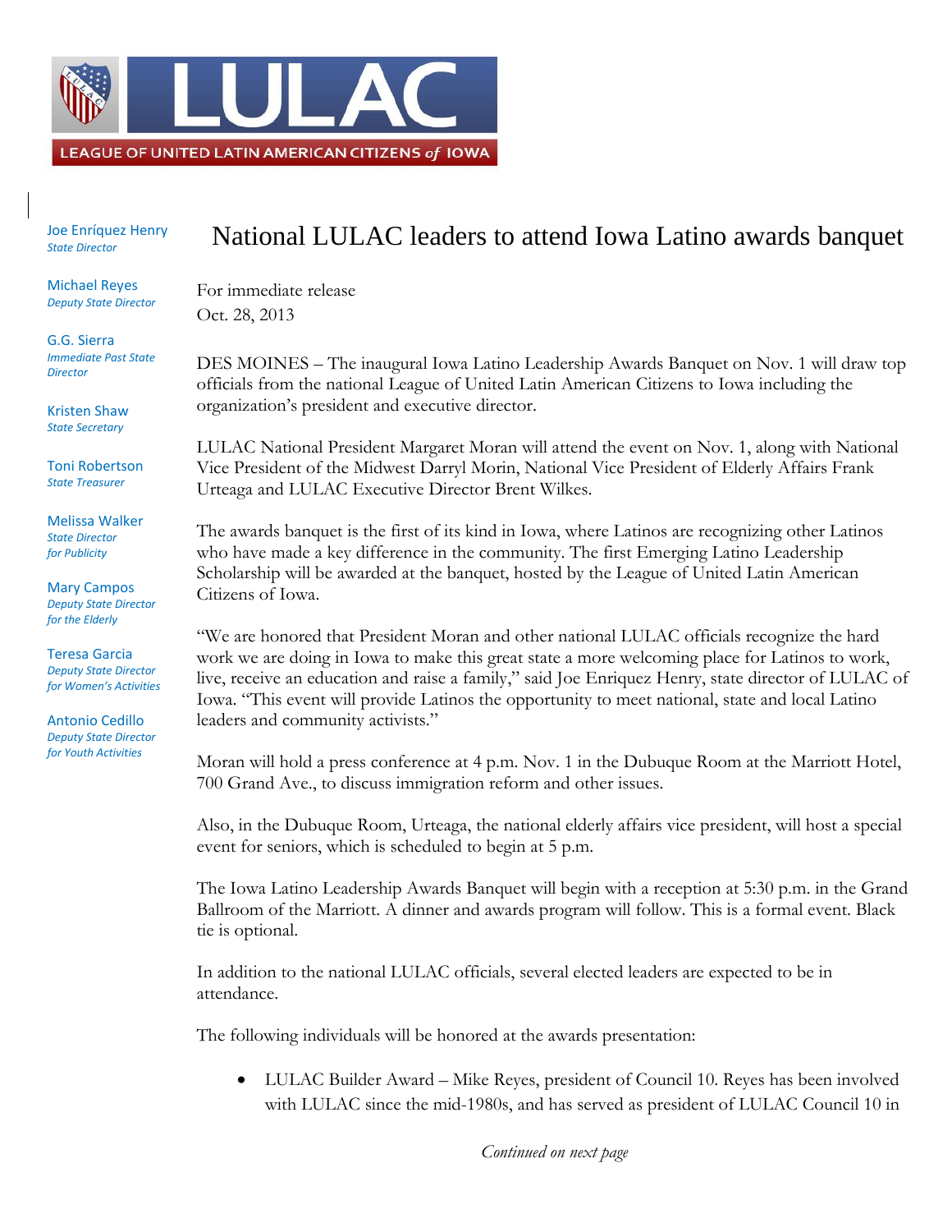LULAC

LEAGUE OF UNITED LATIN AMERICAN CITIZENS *of* IOWA

Joe Enríquez Henry
*State Director*

Michael Reyes
*Deputy State Director*

G.G. Sierra
*Immediate Past State Director*

Kristen Shaw
*State Secretary*

Toni Robertson
*State Treasurer*

Melissa Walker
*State Director for Publicity*

Mary Campos
*Deputy State Director for the Elderly*

Teresa Garcia
*Deputy State Director for Women's Activities*

Antonio Cedillo
*Deputy State Director for Youth Activities*

# National LULAC leaders to attend Iowa Latino awards banquet

For immediate release
Oct. 28, 2013

DES MOINES – The inaugural Iowa Latino Leadership Awards Banquet on Nov. 1 will draw top officials from the national League of United Latin American Citizens to Iowa including the organization's president and executive director.

LULAC National President Margaret Moran will attend the event on Nov. 1, along with National Vice President of the Midwest Darryl Morin, National Vice President of Elderly Affairs Frank Urteaga and LULAC Executive Director Brent Wilkes.

The awards banquet is the first of its kind in Iowa, where Latinos are recognizing other Latinos who have made a key difference in the community. The first Emerging Latino Leadership Scholarship will be awarded at the banquet, hosted by the League of United Latin American Citizens of Iowa.

"We are honored that President Moran and other national LULAC officials recognize the hard work we are doing in Iowa to make this great state a more welcoming place for Latinos to work, live, receive an education and raise a family," said Joe Enriquez Henry, state director of LULAC of Iowa. "This event will provide Latinos the opportunity to meet national, state and local Latino leaders and community activists."

Moran will hold a press conference at 4 p.m. Nov. 1 in the Dubuque Room at the Marriott Hotel, 700 Grand Ave., to discuss immigration reform and other issues.

Also, in the Dubuque Room, Urteaga, the national elderly affairs vice president, will host a special event for seniors, which is scheduled to begin at 5 p.m.

The Iowa Latino Leadership Awards Banquet will begin with a reception at 5:30 p.m. in the Grand Ballroom of the Marriott. A dinner and awards program will follow. This is a formal event. Black tie is optional.

In addition to the national LULAC officials, several elected leaders are expected to be in attendance.

The following individuals will be honored at the awards presentation:

- LULAC Builder Award – Mike Reyes, president of Council 10. Reyes has been involved with LULAC since the mid-1980s, and has served as president of LULAC Council 10 in

*Continued on next page*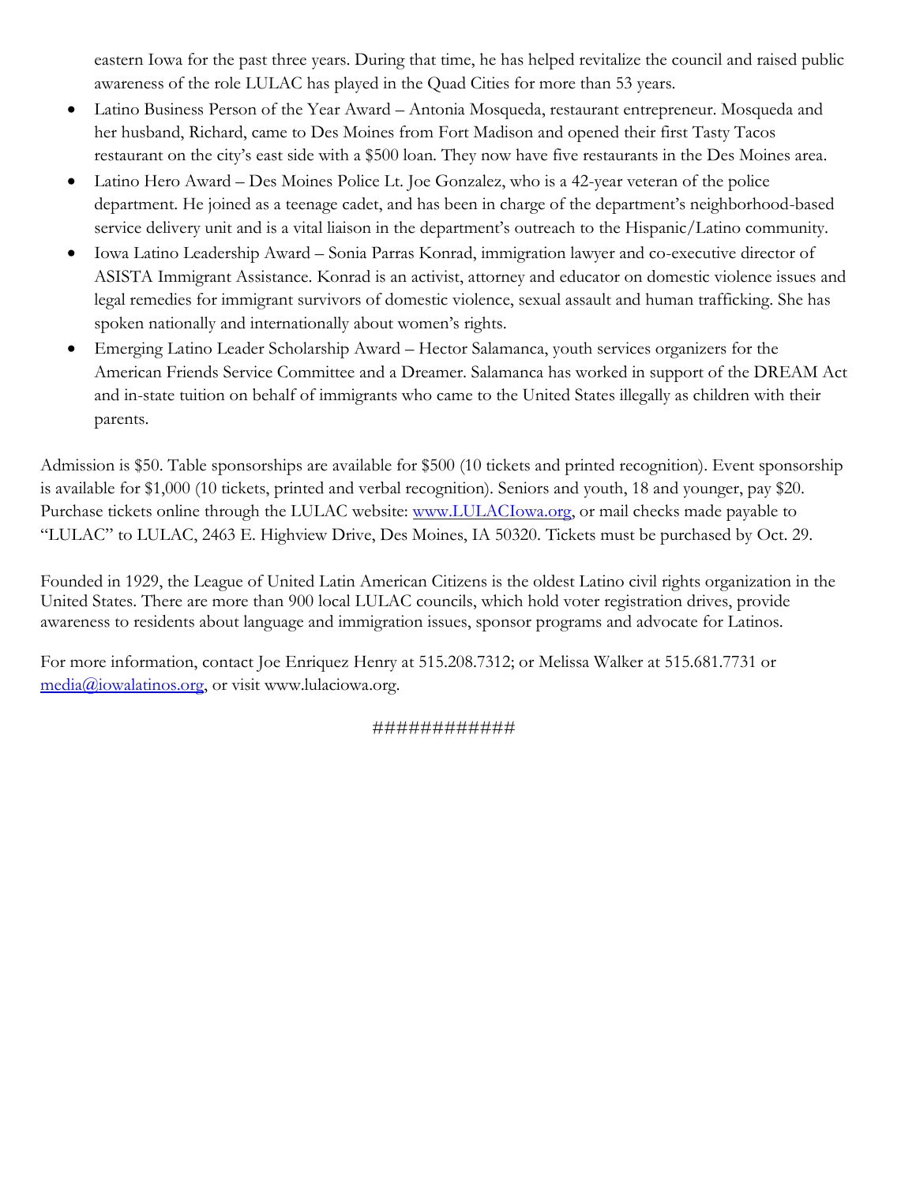eastern Iowa for the past three years. During that time, he has helped revitalize the council and raised public awareness of the role LULAC has played in the Quad Cities for more than 53 years.

- Latino Business Person of the Year Award – Antonia Mosqueda, restaurant entrepreneur. Mosqueda and her husband, Richard, came to Des Moines from Fort Madison and opened their first Tasty Tacos restaurant on the city's east side with a $500 loan. They now have five restaurants in the Des Moines area.
- Latino Hero Award – Des Moines Police Lt. Joe Gonzalez, who is a 42-year veteran of the police department. He joined as a teenage cadet, and has been in charge of the department's neighborhood-based service delivery unit and is a vital liaison in the department's outreach to the Hispanic/Latino community.
- Iowa Latino Leadership Award – Sonia Parras Konrad, immigration lawyer and co-executive director of ASISTA Immigrant Assistance. Konrad is an activist, attorney and educator on domestic violence issues and legal remedies for immigrant survivors of domestic violence, sexual assault and human trafficking. She has spoken nationally and internationally about women's rights.
- Emerging Latino Leader Scholarship Award – Hector Salamanca, youth services organizers for the American Friends Service Committee and a Dreamer. Salamanca has worked in support of the DREAM Act and in-state tuition on behalf of immigrants who came to the United States illegally as children with their parents.

Admission is $50. Table sponsorships are available for $500 (10 tickets and printed recognition). Event sponsorship is available for $1,000 (10 tickets, printed and verbal recognition). Seniors and youth, 18 and younger, pay $20. Purchase tickets online through the LULAC website: www.LULACIowa.org, or mail checks made payable to "LULAC" to LULAC, 2463 E. Highview Drive, Des Moines, IA 50320. Tickets must be purchased by Oct. 29.

Founded in 1929, the League of United Latin American Citizens is the oldest Latino civil rights organization in the United States. There are more than 900 local LULAC councils, which hold voter registration drives, provide awareness to residents about language and immigration issues, sponsor programs and advocate for Latinos.

For more information, contact Joe Enriquez Henry at 515.208.7312; or Melissa Walker at 515.681.7731 or media@iowalatinos.org, or visit www.lulaciowa.org.

############